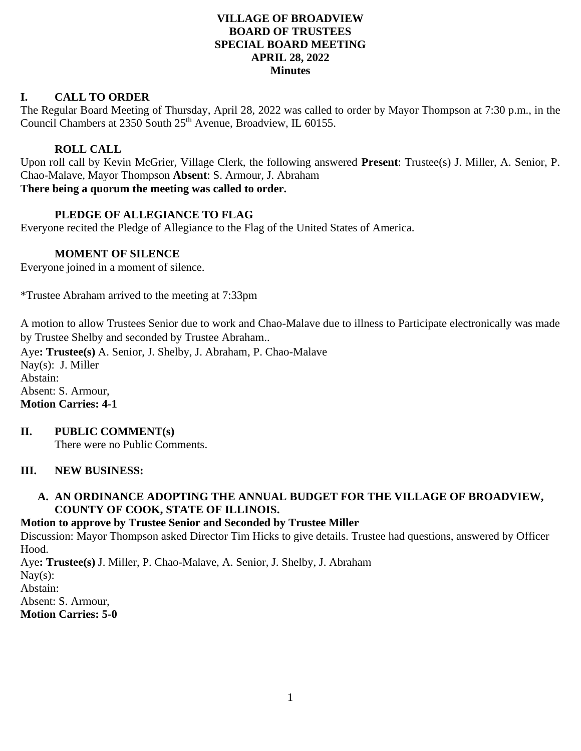**VILLAGE OF BROADVIEW**
**BOARD OF TRUSTEES**
**SPECIAL BOARD MEETING**
**APRIL 28, 2022**
**Minutes**

## I. CALL TO ORDER

The Regular Board Meeting of Thursday, April 28, 2022 was called to order by Mayor Thompson at 7:30 p.m., in the Council Chambers at 2350 South 25th Avenue, Broadview, IL 60155.

### ROLL CALL

Upon roll call by Kevin McGrier, Village Clerk, the following answered **Present**: Trustee(s) J. Miller, A. Senior, P. Chao-Malave, Mayor Thompson **Absent**: S. Armour, J. Abraham
**There being a quorum the meeting was called to order.**

### PLEDGE OF ALLEGIANCE TO FLAG

Everyone recited the Pledge of Allegiance to the Flag of the United States of America.

### MOMENT OF SILENCE

Everyone joined in a moment of silence.

*Trustee Abraham arrived to the meeting at 7:33pm

A motion to allow Trustees Senior due to work and Chao-Malave due to illness to Participate electronically was made by Trustee Shelby and seconded by Trustee Abraham..
Aye**: Trustee(s)** A. Senior, J. Shelby, J. Abraham, P. Chao-Malave
Nay(s): J. Miller
Abstain:
Absent: S. Armour,
**Motion Carries: 4-1**

## II. PUBLIC COMMENT(s)

There were no Public Comments.

## III. NEW BUSINESS:

### A. AN ORDINANCE ADOPTING THE ANNUAL BUDGET FOR THE VILLAGE OF BROADVIEW, COUNTY OF COOK, STATE OF ILLINOIS.

**Motion to approve by Trustee Senior and Seconded by Trustee Miller**
Discussion: Mayor Thompson asked Director Tim Hicks to give details. Trustee had questions, answered by Officer Hood.
Aye**: Trustee(s)** J. Miller, P. Chao-Malave, A. Senior, J. Shelby, J. Abraham
Nay(s):
Abstain:
Absent: S. Armour,
**Motion Carries: 5-0**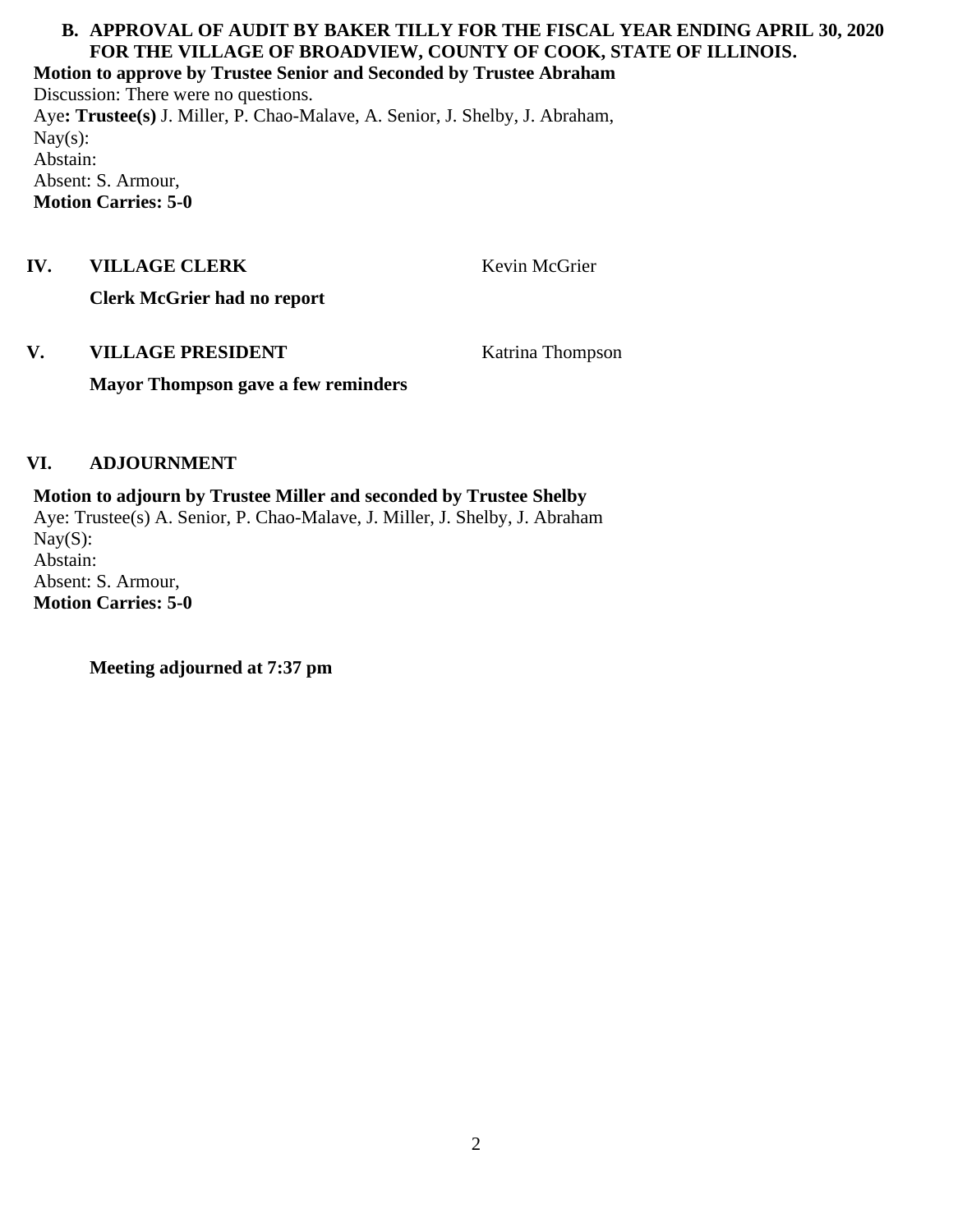**B. APPROVAL OF AUDIT BY BAKER TILLY FOR THE FISCAL YEAR ENDING APRIL 30, 2020 FOR THE VILLAGE OF BROADVIEW, COUNTY OF COOK, STATE OF ILLINOIS.**

**Motion to approve by Trustee Senior and Seconded by Trustee Abraham**
Discussion: There were no questions.
Aye**: Trustee(s)** J. Miller, P. Chao-Malave, A. Senior, J. Shelby, J. Abraham,
Nay(s):
Abstain:
Absent: S. Armour,
**Motion Carries: 5-0**

## IV. VILLAGE CLERK — Kevin McGrier

**Clerk McGrier had no report**

## V. VILLAGE PRESIDENT — Katrina Thompson

**Mayor Thompson gave a few reminders**

## VI. ADJOURNMENT

**Motion to adjourn by Trustee Miller and seconded by Trustee Shelby**
Aye: Trustee(s) A. Senior, P. Chao-Malave, J. Miller, J. Shelby, J. Abraham
Nay(S):
Abstain:
Absent: S. Armour,
**Motion Carries: 5-0**

**Meeting adjourned at 7:37 pm**